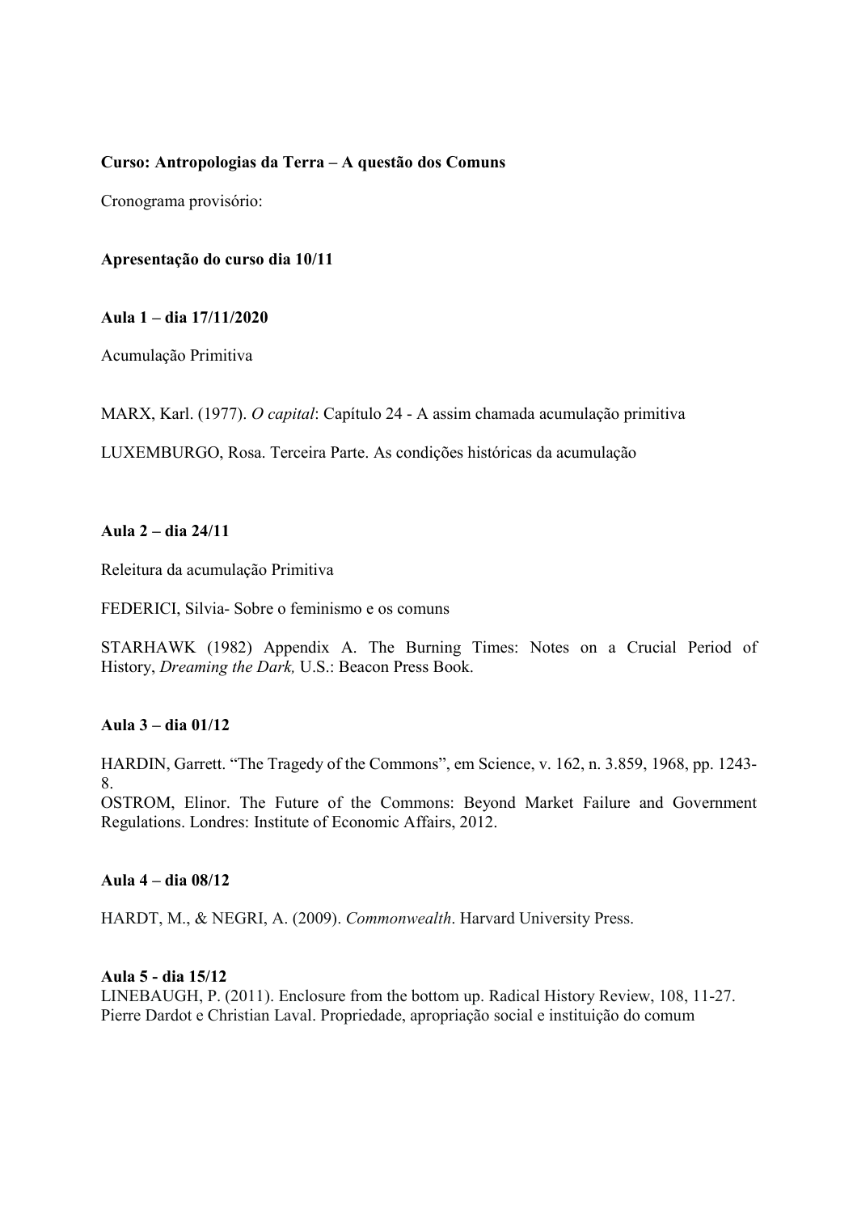**Curso: Antropologias da Terra – A questão dos Comuns**

Cronograma provisório:

**Apresentação do curso dia 10/11**

**Aula 1 – dia 17/11/2020**

Acumulação Primitiva

MARX, Karl. (1977). *O capital*: Capítulo 24 - A assim chamada acumulação primitiva

LUXEMBURGO, Rosa. Terceira Parte. As condições históricas da acumulação

**Aula 2 – dia 24/11**

Releitura da acumulação Primitiva

FEDERICI, Silvia- Sobre o feminismo e os comuns

STARHAWK (1982) Appendix A. The Burning Times: Notes on a Crucial Period of History, *Dreaming the Dark,* U.S.: Beacon Press Book.

**Aula 3 – dia 01/12**

HARDIN, Garrett. "The Tragedy of the Commons", em Science, v. 162, n. 3.859, 1968, pp. 1243-8.
OSTROM, Elinor. The Future of the Commons: Beyond Market Failure and Government Regulations. Londres: Institute of Economic Affairs, 2012.

**Aula 4 – dia 08/12**

HARDT, M., & NEGRI, A. (2009). *Commonwealth*. Harvard University Press.

**Aula 5 - dia 15/12**
LINEBAUGH, P. (2011). Enclosure from the bottom up. Radical History Review, 108, 11-27.
Pierre Dardot e Christian Laval. Propriedade, apropriação social e instituição do comum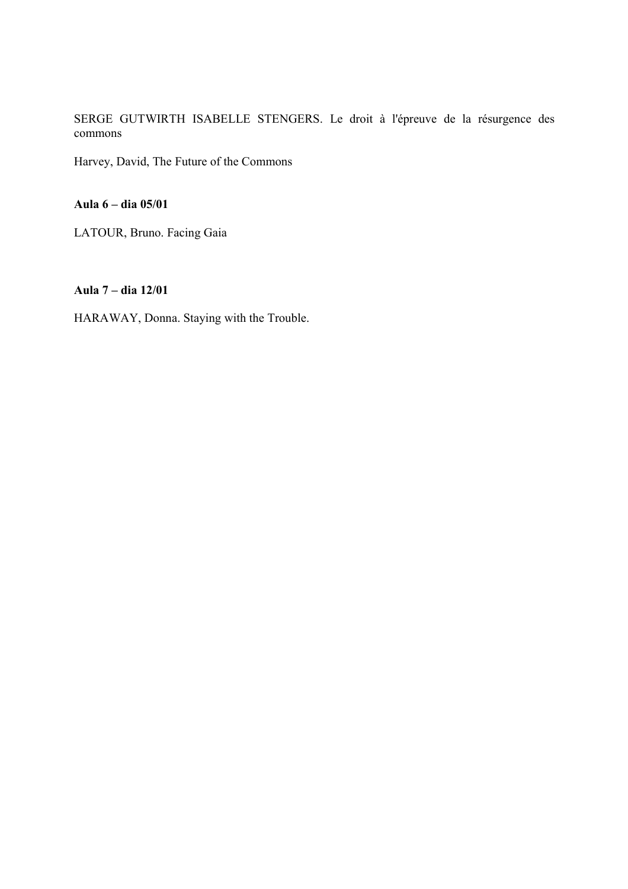SERGE GUTWIRTH ISABELLE STENGERS. Le droit à l'épreuve de la résurgence des commons

Harvey, David, The Future of the Commons

**Aula 6 – dia 05/01**

LATOUR, Bruno. Facing Gaia

**Aula 7 – dia 12/01**

HARAWAY, Donna. Staying with the Trouble.